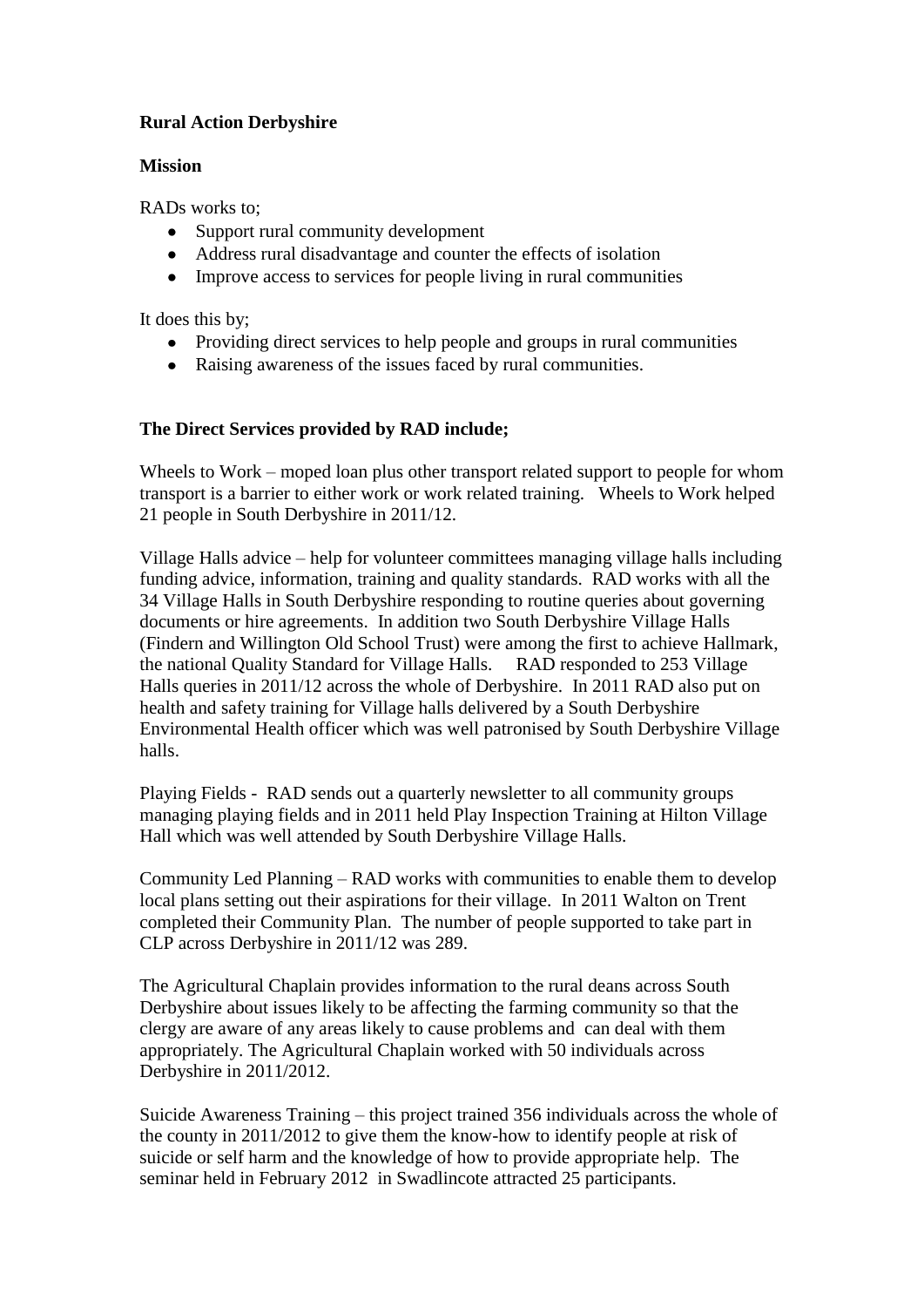**Rural Action Derbyshire**

**Mission**

RADs works to;

- Support rural community development
- Address rural disadvantage and counter the effects of isolation
- Improve access to services for people living in rural communities

It does this by;

- Providing direct services to help people and groups in rural communities
- Raising awareness of the issues faced by rural communities.

**The Direct Services provided by RAD include;**

Wheels to Work – moped loan plus other transport related support to people for whom transport is a barrier to either work or work related training. Wheels to Work helped 21 people in South Derbyshire in 2011/12.

Village Halls advice – help for volunteer committees managing village halls including funding advice, information, training and quality standards. RAD works with all the 34 Village Halls in South Derbyshire responding to routine queries about governing documents or hire agreements. In addition two South Derbyshire Village Halls (Findern and Willington Old School Trust) were among the first to achieve Hallmark, the national Quality Standard for Village Halls. RAD responded to 253 Village Halls queries in 2011/12 across the whole of Derbyshire. In 2011 RAD also put on health and safety training for Village halls delivered by a South Derbyshire Environmental Health officer which was well patronised by South Derbyshire Village halls.

Playing Fields - RAD sends out a quarterly newsletter to all community groups managing playing fields and in 2011 held Play Inspection Training at Hilton Village Hall which was well attended by South Derbyshire Village Halls.

Community Led Planning – RAD works with communities to enable them to develop local plans setting out their aspirations for their village. In 2011 Walton on Trent completed their Community Plan. The number of people supported to take part in CLP across Derbyshire in 2011/12 was 289.

The Agricultural Chaplain provides information to the rural deans across South Derbyshire about issues likely to be affecting the farming community so that the clergy are aware of any areas likely to cause problems and can deal with them appropriately. The Agricultural Chaplain worked with 50 individuals across Derbyshire in 2011/2012.

Suicide Awareness Training – this project trained 356 individuals across the whole of the county in 2011/2012 to give them the know-how to identify people at risk of suicide or self harm and the knowledge of how to provide appropriate help. The seminar held in February 2012 in Swadlincote attracted 25 participants.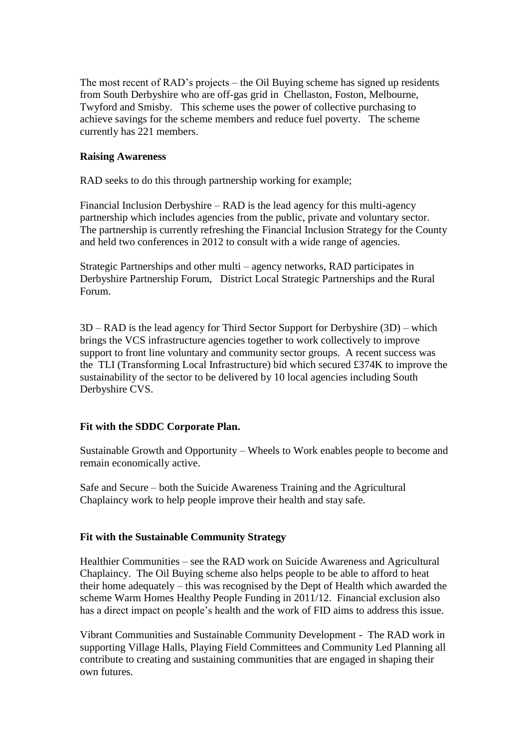The most recent of RAD's projects – the Oil Buying scheme has signed up residents from South Derbyshire who are off-gas grid in Chellaston, Foston, Melbourne, Twyford and Smisby. This scheme uses the power of collective purchasing to achieve savings for the scheme members and reduce fuel poverty. The scheme currently has 221 members.

**Raising Awareness**

RAD seeks to do this through partnership working for example;

Financial Inclusion Derbyshire – RAD is the lead agency for this multi-agency partnership which includes agencies from the public, private and voluntary sector. The partnership is currently refreshing the Financial Inclusion Strategy for the County and held two conferences in 2012 to consult with a wide range of agencies.

Strategic Partnerships and other multi – agency networks, RAD participates in Derbyshire Partnership Forum, District Local Strategic Partnerships and the Rural Forum.

3D – RAD is the lead agency for Third Sector Support for Derbyshire (3D) – which brings the VCS infrastructure agencies together to work collectively to improve support to front line voluntary and community sector groups. A recent success was the TLI (Transforming Local Infrastructure) bid which secured £374K to improve the sustainability of the sector to be delivered by 10 local agencies including South Derbyshire CVS.

**Fit with the SDDC Corporate Plan.**

Sustainable Growth and Opportunity – Wheels to Work enables people to become and remain economically active.

Safe and Secure – both the Suicide Awareness Training and the Agricultural Chaplaincy work to help people improve their health and stay safe.

**Fit with the Sustainable Community Strategy**

Healthier Communities – see the RAD work on Suicide Awareness and Agricultural Chaplaincy. The Oil Buying scheme also helps people to be able to afford to heat their home adequately – this was recognised by the Dept of Health which awarded the scheme Warm Homes Healthy People Funding in 2011/12. Financial exclusion also has a direct impact on people's health and the work of FID aims to address this issue.

Vibrant Communities and Sustainable Community Development - The RAD work in supporting Village Halls, Playing Field Committees and Community Led Planning all contribute to creating and sustaining communities that are engaged in shaping their own futures.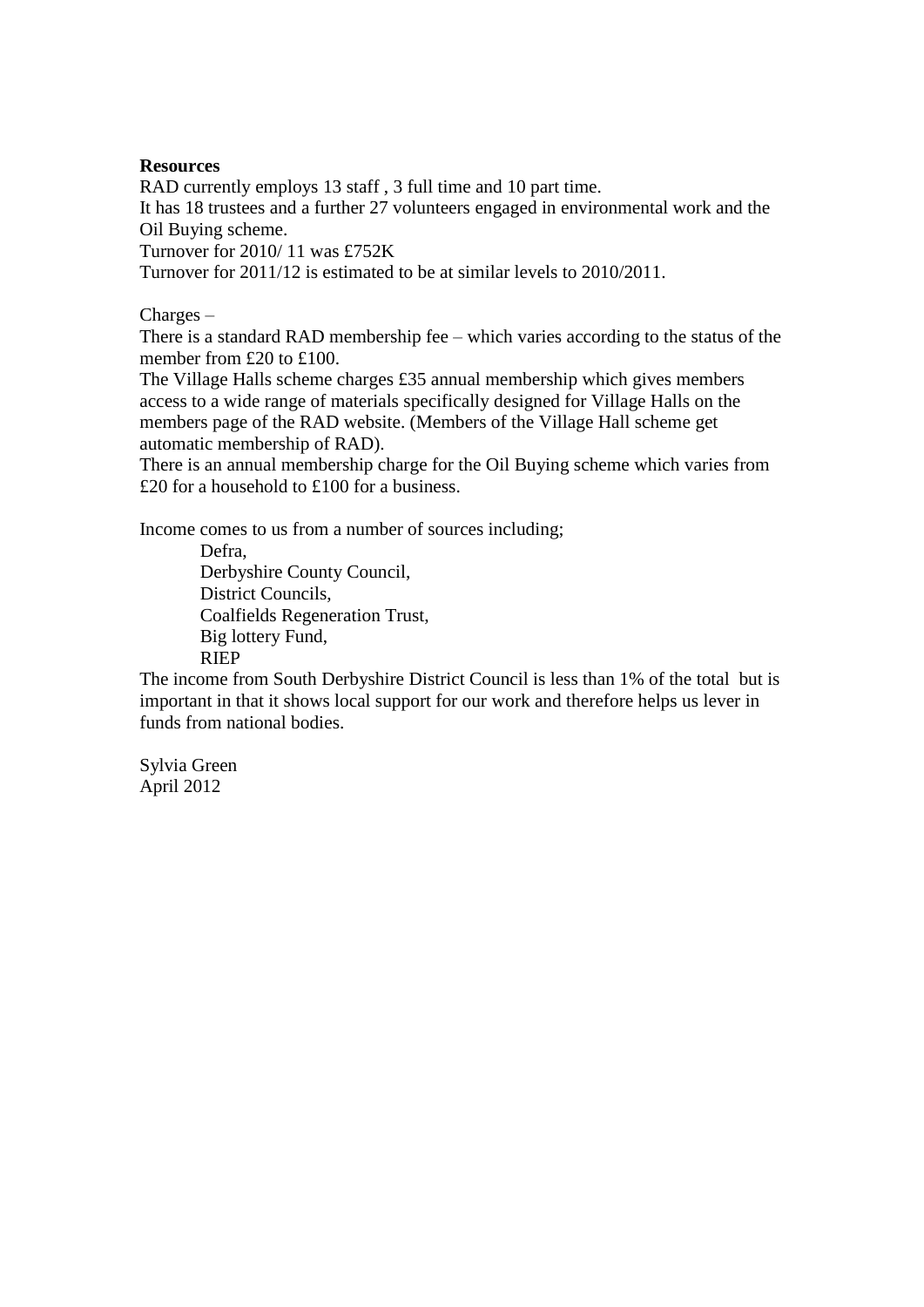**Resources**

RAD currently employs 13 staff , 3 full time and 10 part time.
It has 18 trustees and a further 27 volunteers engaged in environmental work and the Oil Buying scheme.
Turnover for 2010/ 11 was £752K
Turnover for 2011/12 is estimated to be at similar levels to 2010/2011.

Charges –
There is a standard RAD membership fee – which varies according to the status of the member from £20 to £100.
The Village Halls scheme charges £35 annual membership which gives members access to a wide range of materials specifically designed for Village Halls on the members page of the RAD website. (Members of the Village Hall scheme get automatic membership of RAD).
There is an annual membership charge for the Oil Buying scheme which varies from £20 for a household to £100 for a business.

Income comes to us from a number of sources including;

- Defra,
- Derbyshire County Council,
- District Councils,
- Coalfields Regeneration Trust,
- Big lottery Fund,
- RIEP

The income from South Derbyshire District Council is less than 1% of the total but is important in that it shows local support for our work and therefore helps us lever in funds from national bodies.

Sylvia Green
April 2012